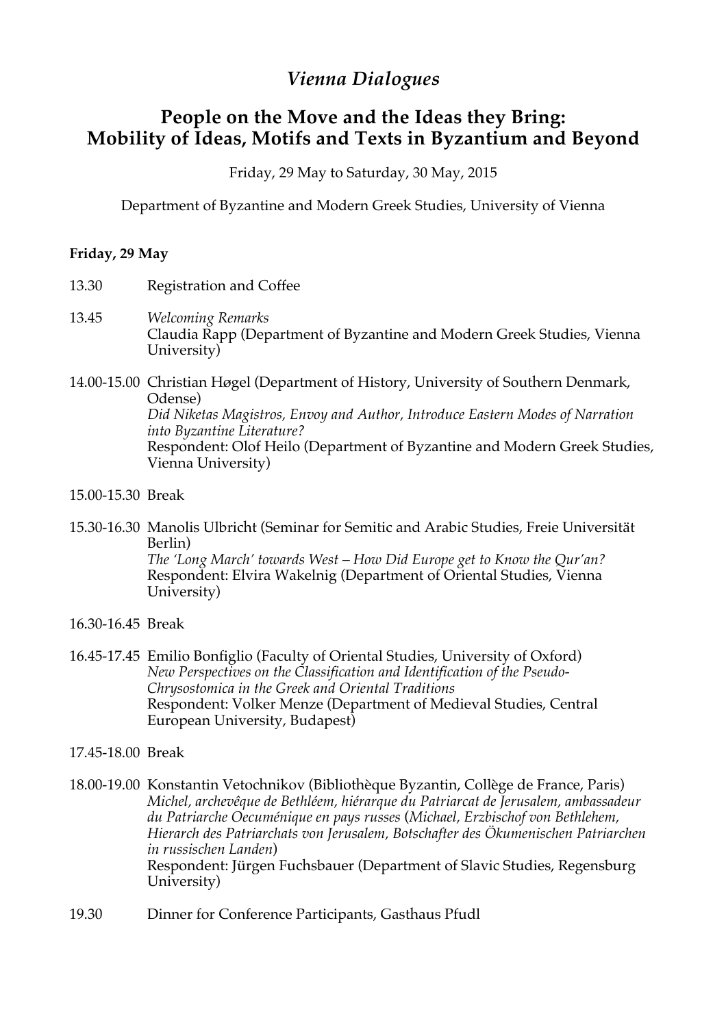# *Vienna Dialogues*

## People on the Move and the Ideas they Bring: Mobility of Ideas, Motifs and Texts in Byzantium and Beyond

Friday, 29 May to Saturday, 30 May, 2015

Department of Byzantine and Modern Greek Studies, University of Vienna

**Friday, 29 May**

13.30 Registration and Coffee

13.45 *Welcoming Remarks*
Claudia Rapp (Department of Byzantine and Modern Greek Studies, Vienna University)

14.00-15.00 Christian Høgel (Department of History, University of Southern Denmark, Odense)
*Did Niketas Magistros, Envoy and Author, Introduce Eastern Modes of Narration into Byzantine Literature?*
Respondent: Olof Heilo (Department of Byzantine and Modern Greek Studies, Vienna University)

15.00-15.30 Break

15.30-16.30 Manolis Ulbricht (Seminar for Semitic and Arabic Studies, Freie Universität Berlin)
*The 'Long March' towards West – How Did Europe get to Know the Qur'an?*
Respondent: Elvira Wakelnig (Department of Oriental Studies, Vienna University)

16.30-16.45 Break

16.45-17.45 Emilio Bonfiglio (Faculty of Oriental Studies, University of Oxford)
*New Perspectives on the Classification and Identification of the Pseudo-Chrysostomica in the Greek and Oriental Traditions*
Respondent: Volker Menze (Department of Medieval Studies, Central European University, Budapest)

17.45-18.00 Break

18.00-19.00 Konstantin Vetochnikov (Bibliothèque Byzantin, Collège de France, Paris)
*Michel, archevêque de Bethléem, hiérarque du Patriarcat de Jerusalem, ambassadeur du Patriarche Oecuménique en pays russes* (*Michael, Erzbischof von Bethlehem, Hierarch des Patriarchats von Jerusalem, Botschafter des Ökumenischen Patriarchen in russischen Landen*)
Respondent: Jürgen Fuchsbauer (Department of Slavic Studies, Regensburg University)

19.30 Dinner for Conference Participants, Gasthaus Pfudl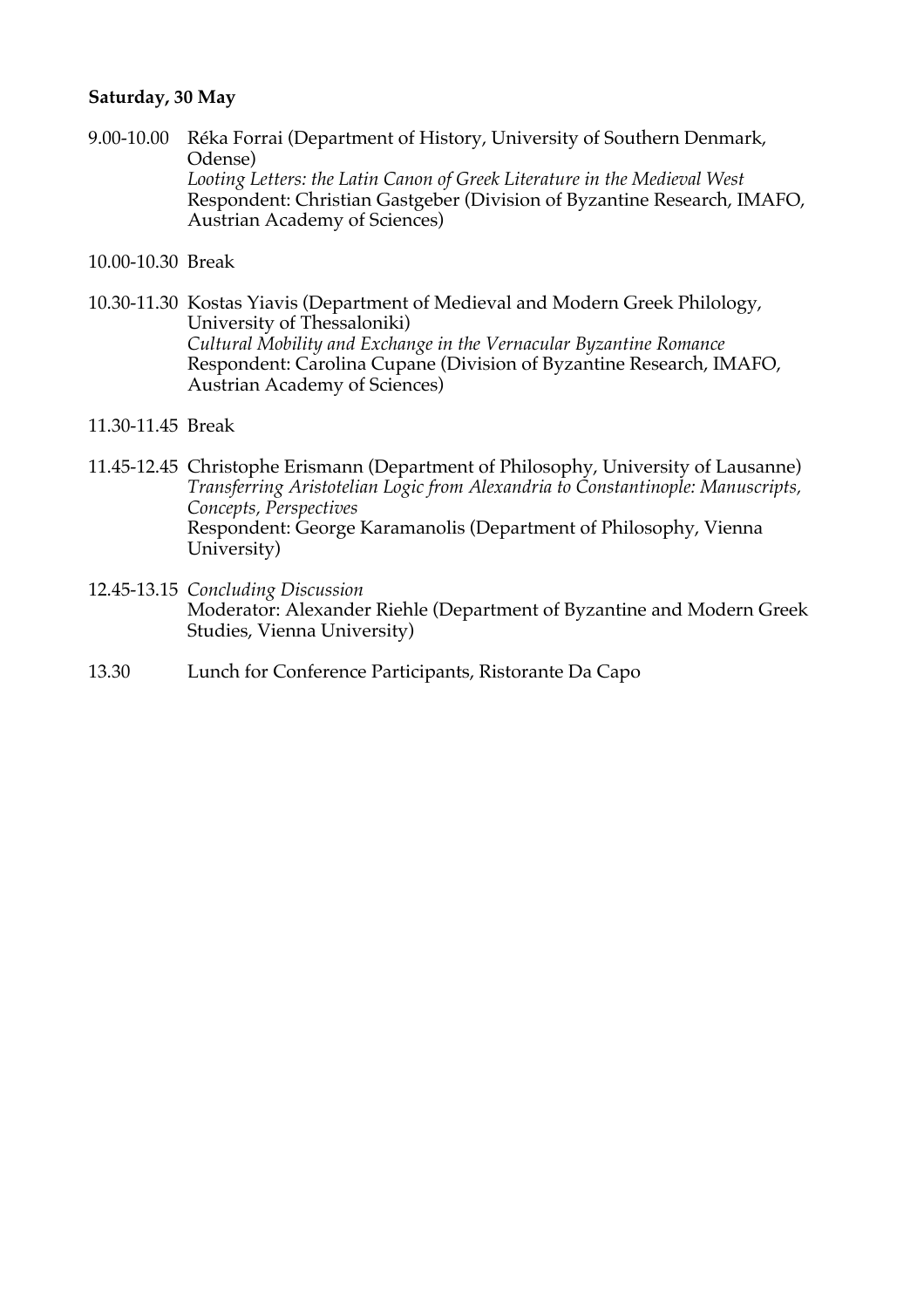**Saturday, 30 May**

9.00-10.00 Réka Forrai (Department of History, University of Southern Denmark, Odense)
*Looting Letters: the Latin Canon of Greek Literature in the Medieval West*
Respondent: Christian Gastgeber (Division of Byzantine Research, IMAFO, Austrian Academy of Sciences)

10.00-10.30 Break

10.30-11.30 Kostas Yiavis (Department of Medieval and Modern Greek Philology, University of Thessaloniki)
*Cultural Mobility and Exchange in the Vernacular Byzantine Romance*
Respondent: Carolina Cupane (Division of Byzantine Research, IMAFO, Austrian Academy of Sciences)

11.30-11.45 Break

11.45-12.45 Christophe Erismann (Department of Philosophy, University of Lausanne)
*Transferring Aristotelian Logic from Alexandria to Constantinople: Manuscripts, Concepts, Perspectives*
Respondent: George Karamanolis (Department of Philosophy, Vienna University)

12.45-13.15 *Concluding Discussion*
Moderator: Alexander Riehle (Department of Byzantine and Modern Greek Studies, Vienna University)

13.30 Lunch for Conference Participants, Ristorante Da Capo